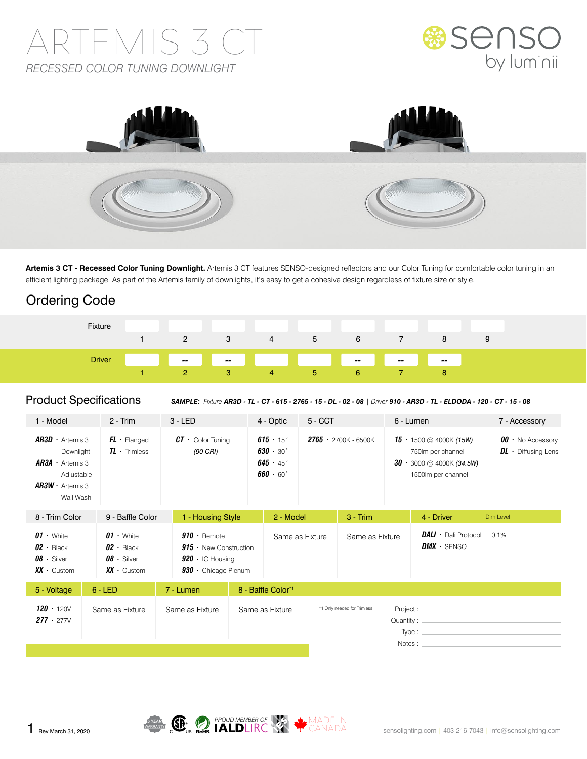# ARTEMIS 3 CT

*RECESSED COLOR TUNING DOWNLIGHT*

**Artemis 3 CT - Recessed Color Tuning Downlight.** Artemis 3 CT features SENSO-designed reflectors and our Color Tuning for comfortable color tuning in an efficient lighting package. As part of the Artemis family of downlights, it's easy to get a cohesive design regardless of fixture size or style.

## Ordering Code

| | 1 | 2 | 3 | 4 | 5 | 6 | 7 | 8 | 9 |
|---|---|---|---|---|---|---|---|---|---|
| Fixture | | | | | | | | | |
| Driver | | -- | -- | | | -- | -- | -- | |

## Product Specifications

***SAMPLE:** Fixture **AR3D - TL - CT - 615 - 2765 - 15 - DL - 02 - 08** | Driver **910 - AR3D - TL - ELDODA - 120 - CT - 15 - 08***

### Fixture

| 1 - Model | 2 - Trim | 3 - LED | 4 - Optic | 5 - CCT | 6 - Lumen | 7 - Accessory |
|---|---|---|---|---|---|---|
| **AR3D** · Artemis 3 Downlight<br>**AR3A** · Artemis 3 Adjustable<br>**AR3W** · Artemis 3 Wall Wash | **FL** · Flanged<br>**TL** · Trimless | **CT** · Color Tuning *(90 CRI)* | **615** · 15˚<br>**630** · 30˚<br>**645** · 45˚<br>**660** · 60˚ | **2765** · 2700K - 6500K | **15** · 1500 @ 4000K *(15W)* 750lm per channel<br>**30** · 3000 @ 4000K *(34.5W)* 1500lm per channel | **00** · No Accessory<br>**DL** · Diffusing Lens |

| 8 - Trim Color | 9 - Baffle Color |
|---|---|
| **01** · White<br>**02** · Black<br>**08** · Silver<br>**XX** · Custom | **01** · White<br>**02** · Black<br>**08** · Silver<br>**XX** · Custom |

### Driver

| 1 - Housing Style | 2 - Model | 3 - Trim | 4 - Driver | Dim Level |
|---|---|---|---|---|
| **910** · Remote<br>**915** · New Construction<br>**920** · IC Housing<br>**930** · Chicago Plenum | Same as Fixture | Same as Fixture | **DALI** · Dali Protocol<br>**DMX** · SENSO | 0.1% |

| 5 - Voltage | 6 - LED | 7 - Lumen | 8 - Baffle Color[*1] |
|---|---|---|---|
| **120** · 120V<br>**277** · 277V | Same as Fixture | Same as Fixture | Same as Fixture |

*1 Only needed for Trimless

Project : ______________________

Quantity : ______________________

Type : ______________________

Notes : ______________________

Rev March 31, 2020

5 YEAR WARRANTY · CSA · RoHS · PROUD MEMBER OF IALD LIRC · IES · MADE IN CANADA

sensolighting.com | 403-216-7043 | info@sensolighting.com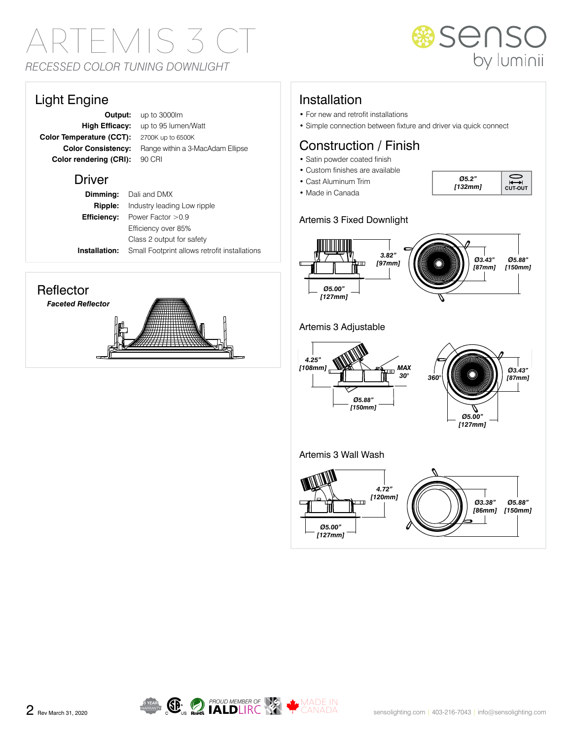# ARTEMIS 3 CT

*RECESSED COLOR TUNING DOWNLIGHT*

senso by luminii

## Light Engine

**Output:** up to 3000lm
**High Efficacy:** up to 95 lumen/Watt
**Color Temperature (CCT):** 2700K up to 6500K
**Color Consistency:** Range within a 3-MacAdam Ellipse
**Color rendering (CRI):** 90 CRI

## Driver

**Dimming:** Dali and DMX
**Ripple:** Industry leading Low ripple
**Efficiency:** Power Factor >0.9
Efficiency over 85%
Class 2 output for safety
**Installation:** Small Footprint allows retrofit installations

## Reflector

***Faceted Reflector***

## Installation

- For new and retrofit installations
- Simple connection between fixture and driver via quick connect

## Construction / Finish

- Satin powder coated finish
- Custom finishes are available
- Cast Aluminum Trim
- Made in Canada

| Ø5.2" [132mm] | CUT-OUT |
|---|---|

### Artemis 3 Fixed Downlight

3.82" [97mm]
Ø5.00" [127mm]
Ø3.43" [87mm]
Ø5.88" [150mm]

### Artemis 3 Adjustable

4.25" [108mm]
MAX 30°
Ø5.88" [150mm]
360°
Ø3.43" [87mm]
Ø5.00" [127mm]

### Artemis 3 Wall Wash

4.72" [120mm]
Ø5.00" [127mm]
Ø3.38" [86mm]
Ø5.88" [150mm]

Rev March 31, 2020

5 YEAR WARRANTY | CSA C US | RoHS | PROUD MEMBER OF IALD LIRC | IES | MADE IN CANADA

sensolighting.com | 403-216-7043 | info@sensolighting.com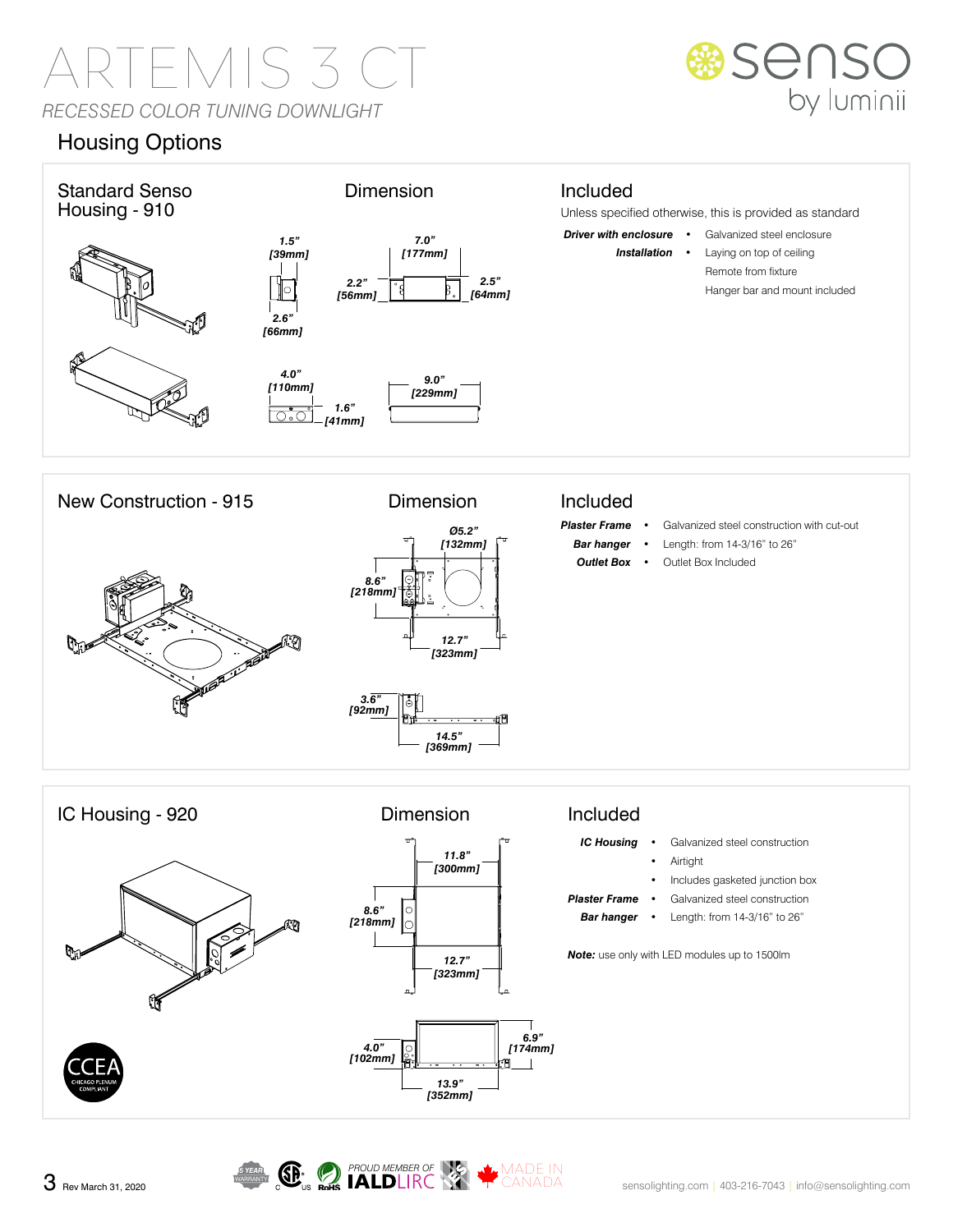# ARTEMIS 3 CT

*RECESSED COLOR TUNING DOWNLIGHT*

senso by luminii

## Housing Options

### Standard Senso Housing - 910

**Dimension**

1.5” [39mm]
2.6” [66mm]
7.0” [177mm]
2.2” [56mm]
2.5” [64mm]
4.0” [110mm]
1.6” [41mm]
9.0” [229mm]

**Included**

Unless specified otherwise, this is provided as standard

***Driver with enclosure*** • Galvanized steel enclosure

***Installation*** • Laying on top of ceiling
Remote from fixture
Hanger bar and mount included

### New Construction - 915

**Dimension**

Ø5.2” [132mm]
8.6” [218mm]
12.7” [323mm]
3.6” [92mm]
14.5” [369mm]

**Included**

***Plaster Frame*** • Galvanized steel construction with cut-out

***Bar hanger*** • Length: from 14-3/16” to 26”

***Outlet Box*** • Outlet Box Included

### IC Housing - 920

**Dimension**

11.8” [300mm]
8.6” [218mm]
12.7” [323mm]
4.0” [102mm]
6.9” [174mm]
13.9” [352mm]

**Included**

***IC Housing*** • Galvanized steel construction
• Airtight
• Includes gasketed junction box

***Plaster Frame*** • Galvanized steel construction

***Bar hanger*** • Length: from 14-3/16” to 26”

***Note:*** use only with LED modules up to 1500lm

CCEA CHICAGO PLENUM COMPLIANT

Rev March 31, 2020

5 YEAR WARRANTY | C US | RoHS | PROUD MEMBER OF IALD LIRC | IES | MADE IN CANADA

sensolighting.com | 403-216-7043 | info@sensolighting.com